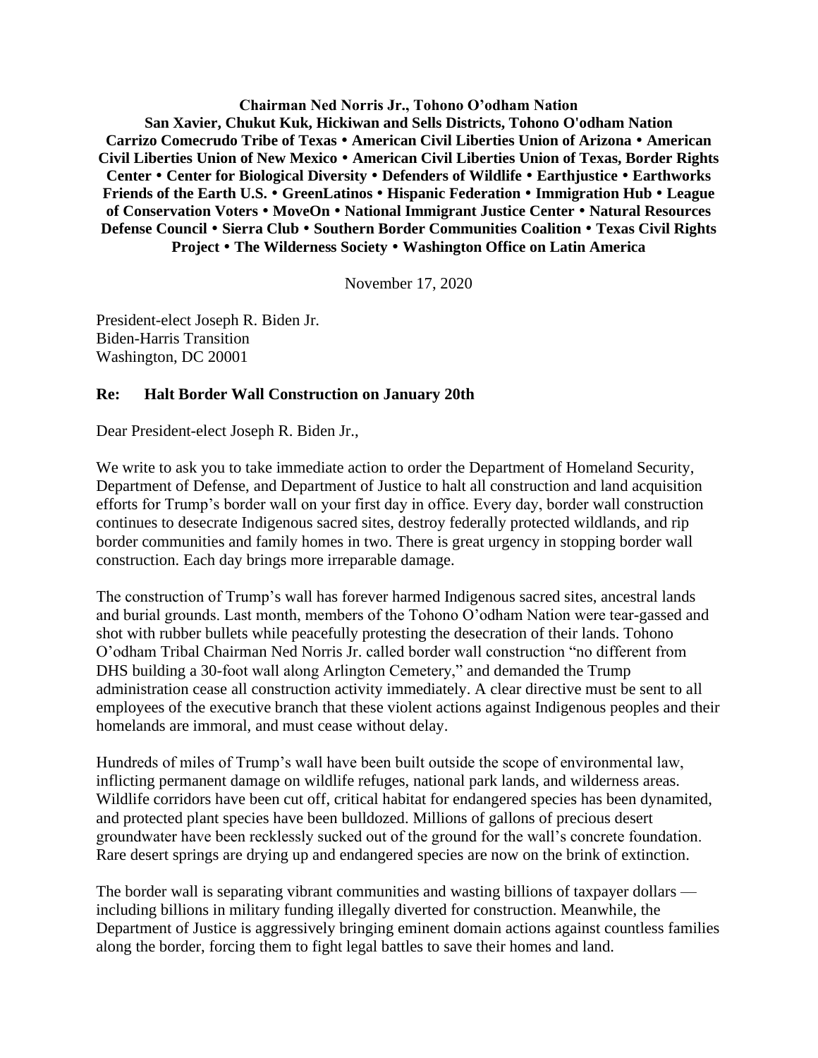**Chairman Ned Norris Jr., Tohono O'odham Nation**
**San Xavier, Chukut Kuk, Hickiwan and Sells Districts, Tohono O'odham Nation**
**Carrizo Comecrudo Tribe of Texas • American Civil Liberties Union of Arizona • American Civil Liberties Union of New Mexico • American Civil Liberties Union of Texas, Border Rights Center • Center for Biological Diversity • Defenders of Wildlife • Earthjustice • Earthworks Friends of the Earth U.S. • GreenLatinos • Hispanic Federation • Immigration Hub • League of Conservation Voters • MoveOn • National Immigrant Justice Center • Natural Resources Defense Council • Sierra Club • Southern Border Communities Coalition • Texas Civil Rights Project • The Wilderness Society • Washington Office on Latin America**

November 17, 2020

President-elect Joseph R. Biden Jr.
Biden-Harris Transition
Washington, DC 20001

**Re: Halt Border Wall Construction on January 20th**

Dear President-elect Joseph R. Biden Jr.,

We write to ask you to take immediate action to order the Department of Homeland Security, Department of Defense, and Department of Justice to halt all construction and land acquisition efforts for Trump's border wall on your first day in office. Every day, border wall construction continues to desecrate Indigenous sacred sites, destroy federally protected wildlands, and rip border communities and family homes in two. There is great urgency in stopping border wall construction. Each day brings more irreparable damage.

The construction of Trump's wall has forever harmed Indigenous sacred sites, ancestral lands and burial grounds. Last month, members of the Tohono O'odham Nation were tear-gassed and shot with rubber bullets while peacefully protesting the desecration of their lands. Tohono O'odham Tribal Chairman Ned Norris Jr. called border wall construction "no different from DHS building a 30-foot wall along Arlington Cemetery," and demanded the Trump administration cease all construction activity immediately. A clear directive must be sent to all employees of the executive branch that these violent actions against Indigenous peoples and their homelands are immoral, and must cease without delay.

Hundreds of miles of Trump's wall have been built outside the scope of environmental law, inflicting permanent damage on wildlife refuges, national park lands, and wilderness areas. Wildlife corridors have been cut off, critical habitat for endangered species has been dynamited, and protected plant species have been bulldozed. Millions of gallons of precious desert groundwater have been recklessly sucked out of the ground for the wall's concrete foundation. Rare desert springs are drying up and endangered species are now on the brink of extinction.

The border wall is separating vibrant communities and wasting billions of taxpayer dollars — including billions in military funding illegally diverted for construction. Meanwhile, the Department of Justice is aggressively bringing eminent domain actions against countless families along the border, forcing them to fight legal battles to save their homes and land.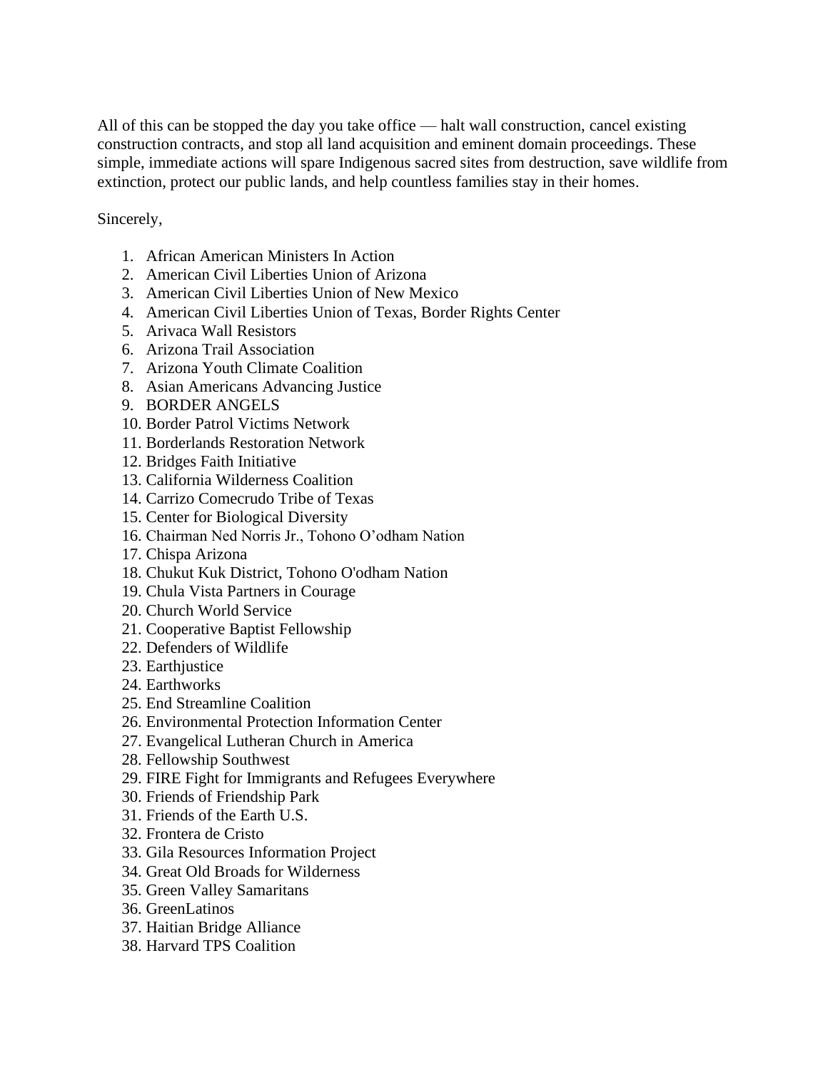All of this can be stopped the day you take office — halt wall construction, cancel existing construction contracts, and stop all land acquisition and eminent domain proceedings. These simple, immediate actions will spare Indigenous sacred sites from destruction, save wildlife from extinction, protect our public lands, and help countless families stay in their homes.

Sincerely,

1. African American Ministers In Action
2. American Civil Liberties Union of Arizona
3. American Civil Liberties Union of New Mexico
4. American Civil Liberties Union of Texas, Border Rights Center
5. Arivaca Wall Resistors
6. Arizona Trail Association
7. Arizona Youth Climate Coalition
8. Asian Americans Advancing Justice
9. BORDER ANGELS
10. Border Patrol Victims Network
11. Borderlands Restoration Network
12. Bridges Faith Initiative
13. California Wilderness Coalition
14. Carrizo Comecrudo Tribe of Texas
15. Center for Biological Diversity
16. Chairman Ned Norris Jr., Tohono O'odham Nation
17. Chispa Arizona
18. Chukut Kuk District, Tohono O'odham Nation
19. Chula Vista Partners in Courage
20. Church World Service
21. Cooperative Baptist Fellowship
22. Defenders of Wildlife
23. Earthjustice
24. Earthworks
25. End Streamline Coalition
26. Environmental Protection Information Center
27. Evangelical Lutheran Church in America
28. Fellowship Southwest
29. FIRE Fight for Immigrants and Refugees Everywhere
30. Friends of Friendship Park
31. Friends of the Earth U.S.
32. Frontera de Cristo
33. Gila Resources Information Project
34. Great Old Broads for Wilderness
35. Green Valley Samaritans
36. GreenLatinos
37. Haitian Bridge Alliance
38. Harvard TPS Coalition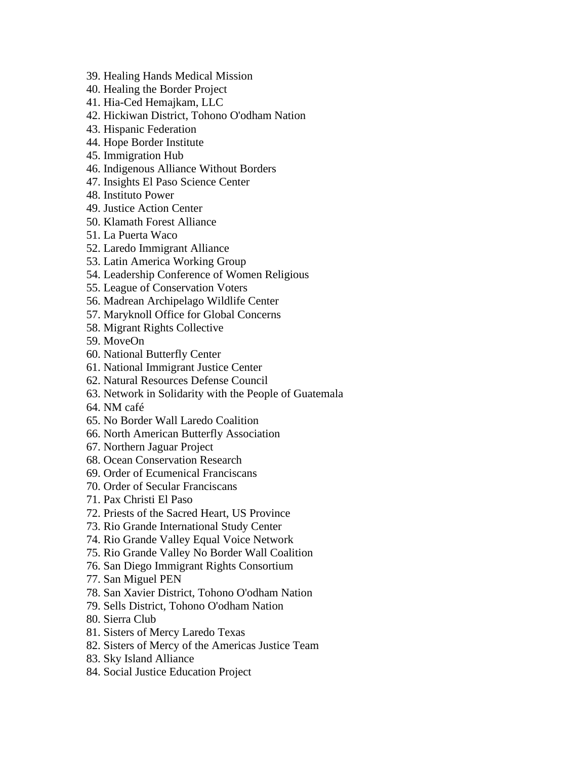39. Healing Hands Medical Mission
40. Healing the Border Project
41. Hia-Ced Hemajkam, LLC
42. Hickiwan District, Tohono O'odham Nation
43. Hispanic Federation
44. Hope Border Institute
45. Immigration Hub
46. Indigenous Alliance Without Borders
47. Insights El Paso Science Center
48. Instituto Power
49. Justice Action Center
50. Klamath Forest Alliance
51. La Puerta Waco
52. Laredo Immigrant Alliance
53. Latin America Working Group
54. Leadership Conference of Women Religious
55. League of Conservation Voters
56. Madrean Archipelago Wildlife Center
57. Maryknoll Office for Global Concerns
58. Migrant Rights Collective
59. MoveOn
60. National Butterfly Center
61. National Immigrant Justice Center
62. Natural Resources Defense Council
63. Network in Solidarity with the People of Guatemala
64. NM café
65. No Border Wall Laredo Coalition
66. North American Butterfly Association
67. Northern Jaguar Project
68. Ocean Conservation Research
69. Order of Ecumenical Franciscans
70. Order of Secular Franciscans
71. Pax Christi El Paso
72. Priests of the Sacred Heart, US Province
73. Rio Grande International Study Center
74. Rio Grande Valley Equal Voice Network
75. Rio Grande Valley No Border Wall Coalition
76. San Diego Immigrant Rights Consortium
77. San Miguel PEN
78. San Xavier District, Tohono O'odham Nation
79. Sells District, Tohono O'odham Nation
80. Sierra Club
81. Sisters of Mercy Laredo Texas
82. Sisters of Mercy of the Americas Justice Team
83. Sky Island Alliance
84. Social Justice Education Project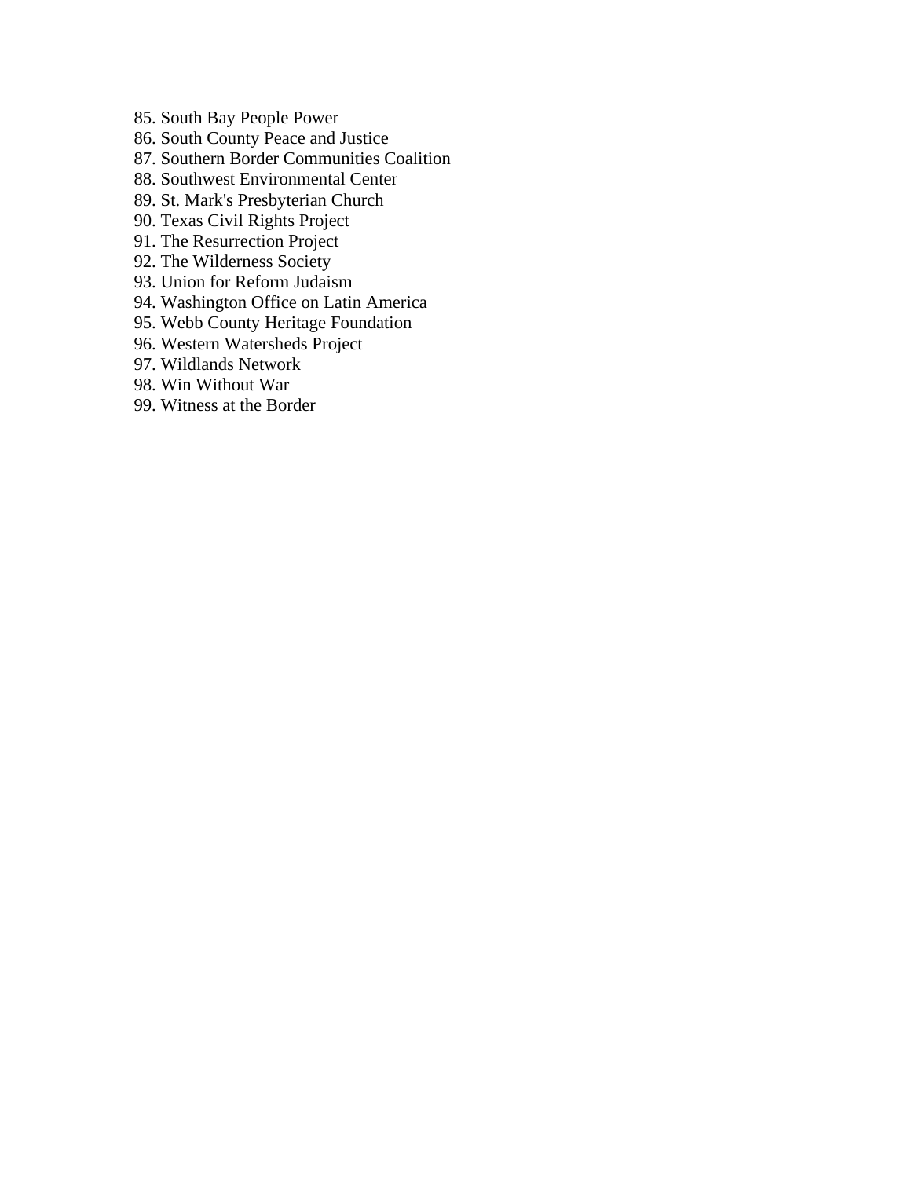85. South Bay People Power
86. South County Peace and Justice
87. Southern Border Communities Coalition
88. Southwest Environmental Center
89. St. Mark's Presbyterian Church
90. Texas Civil Rights Project
91. The Resurrection Project
92. The Wilderness Society
93. Union for Reform Judaism
94. Washington Office on Latin America
95. Webb County Heritage Foundation
96. Western Watersheds Project
97. Wildlands Network
98. Win Without War
99. Witness at the Border